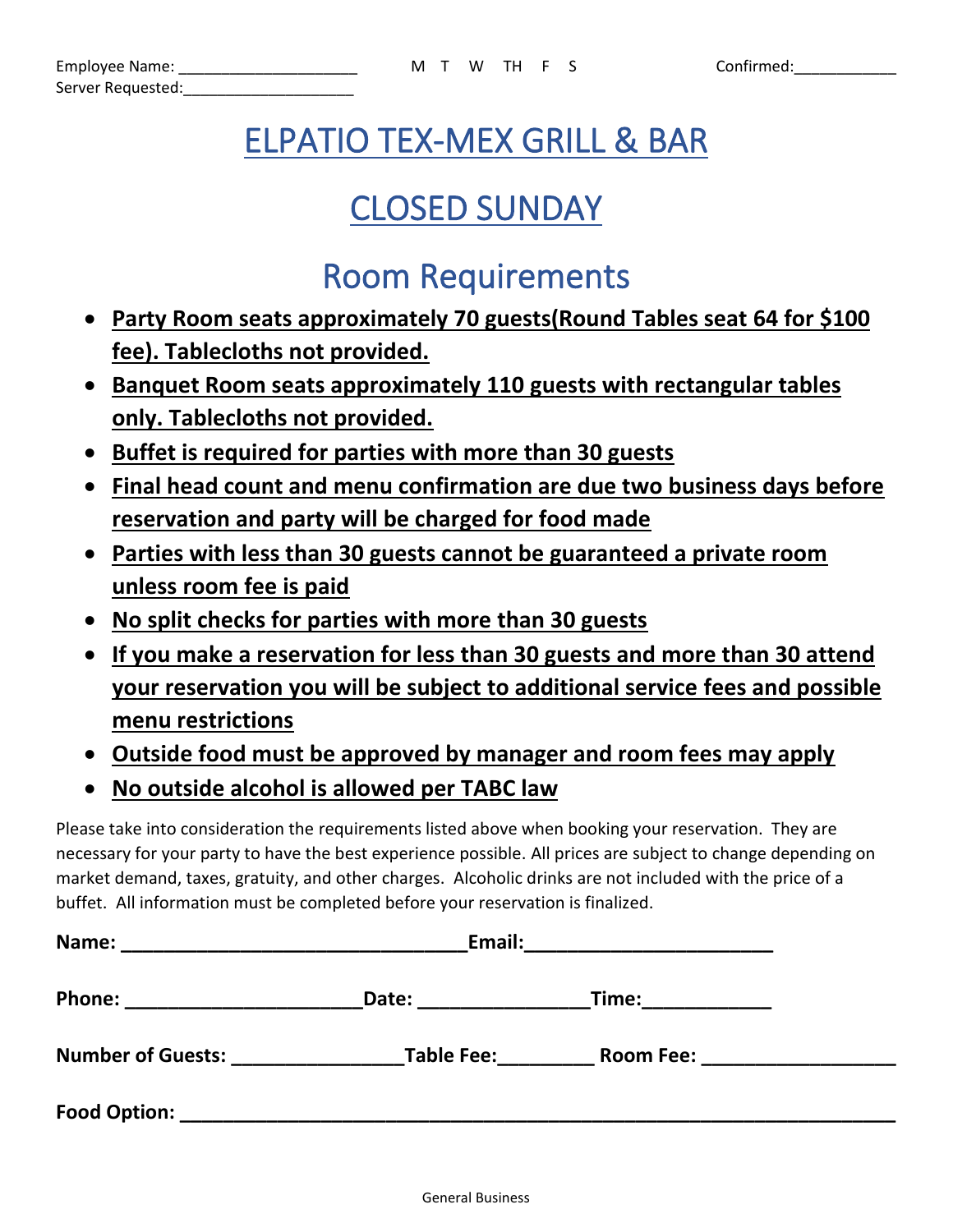Employee Name: ____________________ M T W TH F S Confirmed:___________

Server Requested:___________________

# ELPATIO TEX-MEX GRILL & BAR

# CLOSED SUNDAY

## Room Requirements

- **Party Room seats approximately 70 guests(Round Tables seat 64 for $100 fee). Tablecloths not provided.**
- **Banquet Room seats approximately 110 guests with rectangular tables only. Tablecloths not provided.**
- **Buffet is required for parties with more than 30 guests**
- **Final head count and menu confirmation are due two business days before reservation and party will be charged for food made**
- **Parties with less than 30 guests cannot be guaranteed a private room unless room fee is paid**
- **No split checks for parties with more than 30 guests**
- **If you make a reservation for less than 30 guests and more than 30 attend your reservation you will be subject to additional service fees and possible menu restrictions**
- **Outside food must be approved by manager and room fees may apply**
- **No outside alcohol is allowed per TABC law**

Please take into consideration the requirements listed above when booking your reservation. They are necessary for your party to have the best experience possible. All prices are subject to change depending on market demand, taxes, gratuity, and other charges. Alcoholic drinks are not included with the price of a buffet. All information must be completed before your reservation is finalized.

**Name: ________________________________Email:______________________**

**Phone: _____________________Date: _______________Time:___________**

**Number of Guests: _______________Table Fee:_________ Room Fee: _________________**

**Food Option: ________________________________________________________________**

General Business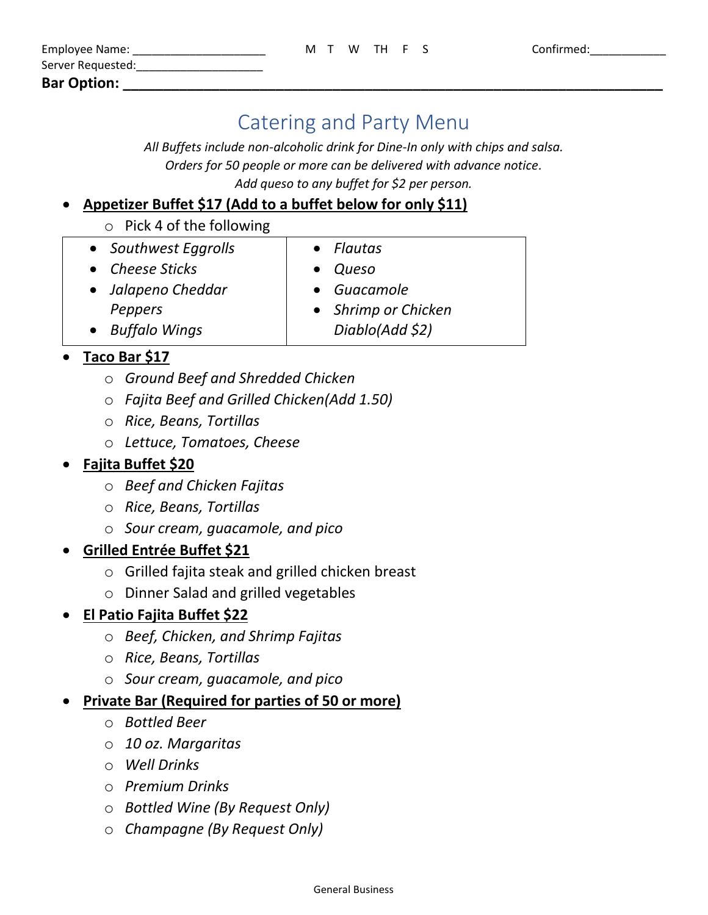Employee Name: ____________________ M T W TH F S Confirmed:___________

Server Requested:___________________

**Bar Option: ______________________________________________________________**

# Catering and Party Menu

*All Buffets include non-alcoholic drink for Dine-In only with chips and salsa.*

*Orders for 50 people or more can be delivered with advance notice.*

*Add queso to any buffet for $2 per person.*

- **Appetizer Buffet $17 (Add to a buffet below for only $11)**
  - Pick 4 of the following

| | |
|---|---|
| • *Southwest Eggrolls*<br>• *Cheese Sticks*<br>• *Jalapeno Cheddar Peppers*<br>• *Buffalo Wings* | • *Flautas*<br>• *Queso*<br>• *Guacamole*<br>• *Shrimp or Chicken Diablo(Add $2)* |

- **Taco Bar $17**
  - *Ground Beef and Shredded Chicken*
  - *Fajita Beef and Grilled Chicken(Add 1.50)*
  - *Rice, Beans, Tortillas*
  - *Lettuce, Tomatoes, Cheese*
- **Fajita Buffet $20**
  - *Beef and Chicken Fajitas*
  - *Rice, Beans, Tortillas*
  - *Sour cream, guacamole, and pico*
- **Grilled Entrée Buffet $21**
  - Grilled fajita steak and grilled chicken breast
  - Dinner Salad and grilled vegetables
- **El Patio Fajita Buffet $22**
  - *Beef, Chicken, and Shrimp Fajitas*
  - *Rice, Beans, Tortillas*
  - *Sour cream, guacamole, and pico*
- **Private Bar (Required for parties of 50 or more)**
  - *Bottled Beer*
  - *10 oz. Margaritas*
  - *Well Drinks*
  - *Premium Drinks*
  - *Bottled Wine (By Request Only)*
  - *Champagne (By Request Only)*